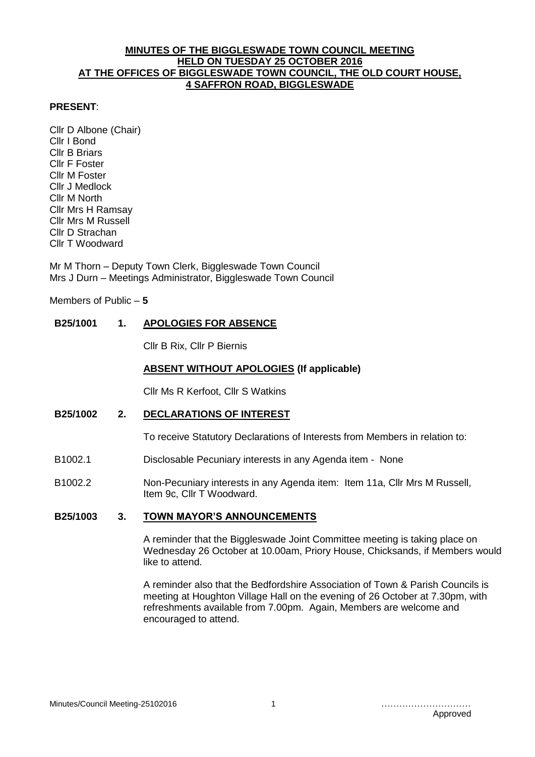# MINUTES OF THE BIGGLESWADE TOWN COUNCIL MEETING HELD ON TUESDAY 25 OCTOBER 2016 AT THE OFFICES OF BIGGLESWADE TOWN COUNCIL, THE OLD COURT HOUSE, 4 SAFFRON ROAD, BIGGLESWADE

**PRESENT**:

Cllr D Albone (Chair)
Cllr I Bond
Cllr B Briars
Cllr F Foster
Cllr M Foster
Cllr J Medlock
Cllr M North
Cllr Mrs H Ramsay
Cllr Mrs M Russell
Cllr D Strachan
Cllr T Woodward

Mr M Thorn – Deputy Town Clerk, Biggleswade Town Council
Mrs J Durn – Meetings Administrator, Biggleswade Town Council

Members of Public – **5**

## B25/1001 1. APOLOGIES FOR ABSENCE

Cllr B Rix, Cllr P Biernis

**ABSENT WITHOUT APOLOGIES (If applicable)**

Cllr Ms R Kerfoot, Cllr S Watkins

## B25/1002 2. DECLARATIONS OF INTEREST

To receive Statutory Declarations of Interests from Members in relation to:

B1002.1 Disclosable Pecuniary interests in any Agenda item - None

B1002.2 Non-Pecuniary interests in any Agenda item: Item 11a, Cllr Mrs M Russell, Item 9c, Cllr T Woodward.

## B25/1003 3. TOWN MAYOR'S ANNOUNCEMENTS

A reminder that the Biggleswade Joint Committee meeting is taking place on Wednesday 26 October at 10.00am, Priory House, Chicksands, if Members would like to attend.

A reminder also that the Bedfordshire Association of Town & Parish Councils is meeting at Houghton Village Hall on the evening of 26 October at 7.30pm, with refreshments available from 7.00pm. Again, Members are welcome and encouraged to attend.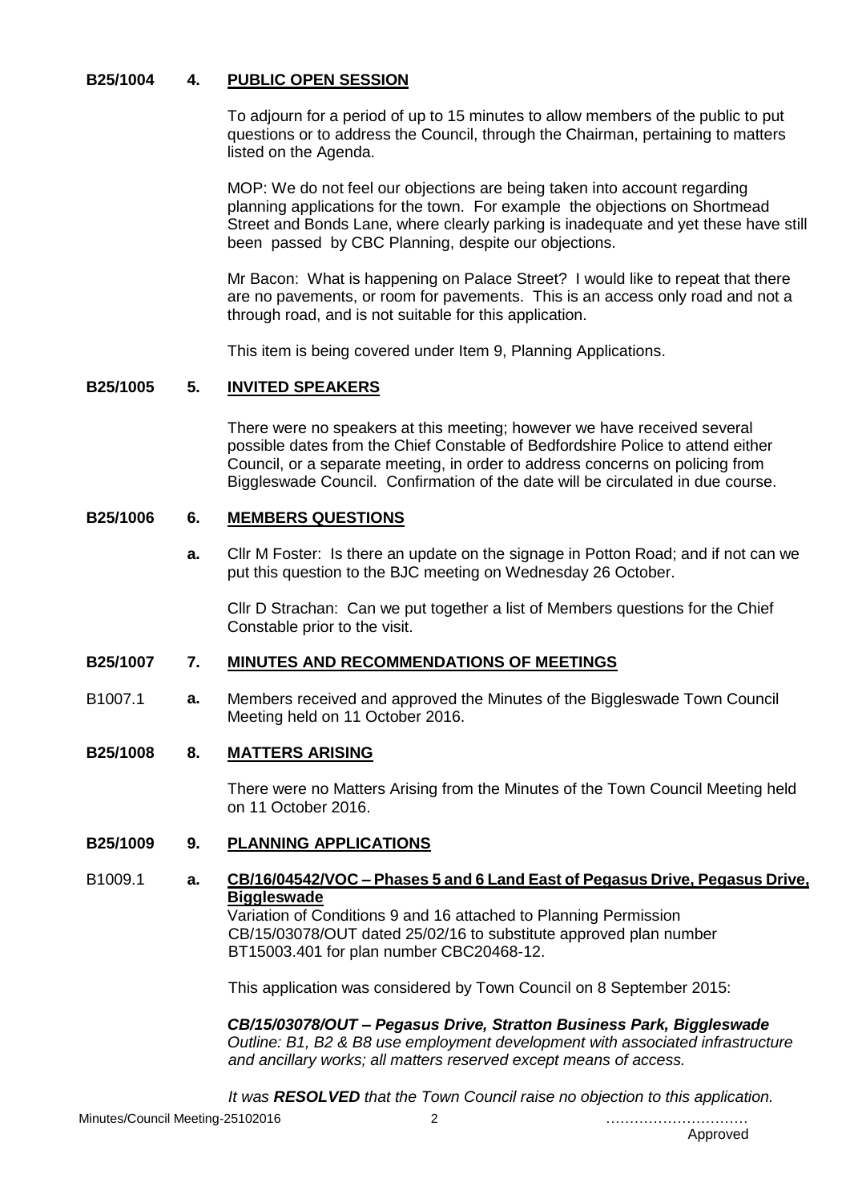**B25/1004 4. PUBLIC OPEN SESSION**

To adjourn for a period of up to 15 minutes to allow members of the public to put questions or to address the Council, through the Chairman, pertaining to matters listed on the Agenda.

MOP: We do not feel our objections are being taken into account regarding planning applications for the town. For example the objections on Shortmead Street and Bonds Lane, where clearly parking is inadequate and yet these have still been passed by CBC Planning, despite our objections.

Mr Bacon: What is happening on Palace Street? I would like to repeat that there are no pavements, or room for pavements. This is an access only road and not a through road, and is not suitable for this application.

This item is being covered under Item 9, Planning Applications.

**B25/1005 5. INVITED SPEAKERS**

There were no speakers at this meeting; however we have received several possible dates from the Chief Constable of Bedfordshire Police to attend either Council, or a separate meeting, in order to address concerns on policing from Biggleswade Council. Confirmation of the date will be circulated in due course.

**B25/1006 6. MEMBERS QUESTIONS**

**a.** Cllr M Foster: Is there an update on the signage in Potton Road; and if not can we put this question to the BJC meeting on Wednesday 26 October.

Cllr D Strachan: Can we put together a list of Members questions for the Chief Constable prior to the visit.

**B25/1007 7. MINUTES AND RECOMMENDATIONS OF MEETINGS**

B1007.1 **a.** Members received and approved the Minutes of the Biggleswade Town Council Meeting held on 11 October 2016.

**B25/1008 8. MATTERS ARISING**

There were no Matters Arising from the Minutes of the Town Council Meeting held on 11 October 2016.

**B25/1009 9. PLANNING APPLICATIONS**

B1009.1 **a. CB/16/04542/VOC – Phases 5 and 6 Land East of Pegasus Drive, Pegasus Drive, Biggleswade**
Variation of Conditions 9 and 16 attached to Planning Permission CB/15/03078/OUT dated 25/02/16 to substitute approved plan number BT15003.401 for plan number CBC20468-12.

This application was considered by Town Council on 8 September 2015:

***CB/15/03078/OUT – Pegasus Drive, Stratton Business Park, Biggleswade***
*Outline: B1, B2 & B8 use employment development with associated infrastructure and ancillary works; all matters reserved except means of access.*

*It was **RESOLVED** that the Town Council raise no objection to this application.*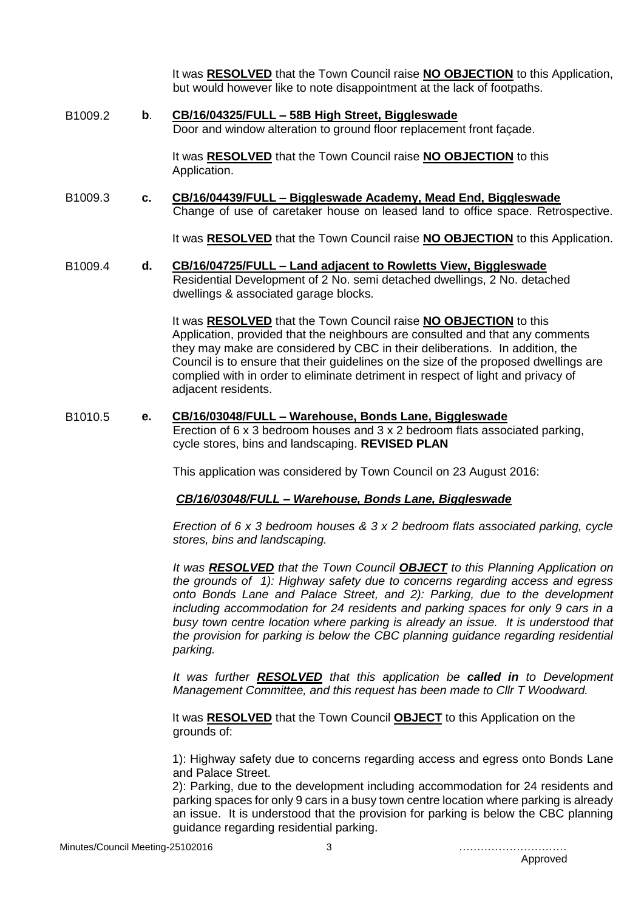It was **RESOLVED** that the Town Council raise **NO OBJECTION** to this Application, but would however like to note disappointment at the lack of footpaths.

B1009.2 **b**. **CB/16/04325/FULL – 58B High Street, Biggleswade**
Door and window alteration to ground floor replacement front façade.

It was **RESOLVED** that the Town Council raise **NO OBJECTION** to this Application.

B1009.3 **c. CB/16/04439/FULL – Biggleswade Academy, Mead End, Biggleswade**
Change of use of caretaker house on leased land to office space. Retrospective.

It was **RESOLVED** that the Town Council raise **NO OBJECTION** to this Application.

B1009.4 **d. CB/16/04725/FULL – Land adjacent to Rowletts View, Biggleswade**
Residential Development of 2 No. semi detached dwellings, 2 No. detached dwellings & associated garage blocks.

It was **RESOLVED** that the Town Council raise **NO OBJECTION** to this Application, provided that the neighbours are consulted and that any comments they may make are considered by CBC in their deliberations. In addition, the Council is to ensure that their guidelines on the size of the proposed dwellings are complied with in order to eliminate detriment in respect of light and privacy of adjacent residents.

B1010.5 **e. CB/16/03048/FULL – Warehouse, Bonds Lane, Biggleswade**
Erection of 6 x 3 bedroom houses and 3 x 2 bedroom flats associated parking, cycle stores, bins and landscaping. **REVISED PLAN**

This application was considered by Town Council on 23 August 2016:

***CB/16/03048/FULL – Warehouse, Bonds Lane, Biggleswade***

*Erection of 6 x 3 bedroom houses & 3 x 2 bedroom flats associated parking, cycle stores, bins and landscaping.*

*It was **RESOLVED** that the Town Council **OBJECT** to this Planning Application on the grounds of 1): Highway safety due to concerns regarding access and egress onto Bonds Lane and Palace Street, and 2): Parking, due to the development including accommodation for 24 residents and parking spaces for only 9 cars in a busy town centre location where parking is already an issue. It is understood that the provision for parking is below the CBC planning guidance regarding residential parking.*

*It was further **RESOLVED** that this application be **called in** to Development Management Committee, and this request has been made to Cllr T Woodward.*

It was **RESOLVED** that the Town Council **OBJECT** to this Application on the grounds of:

1): Highway safety due to concerns regarding access and egress onto Bonds Lane and Palace Street.
2): Parking, due to the development including accommodation for 24 residents and parking spaces for only 9 cars in a busy town centre location where parking is already an issue. It is understood that the provision for parking is below the CBC planning guidance regarding residential parking.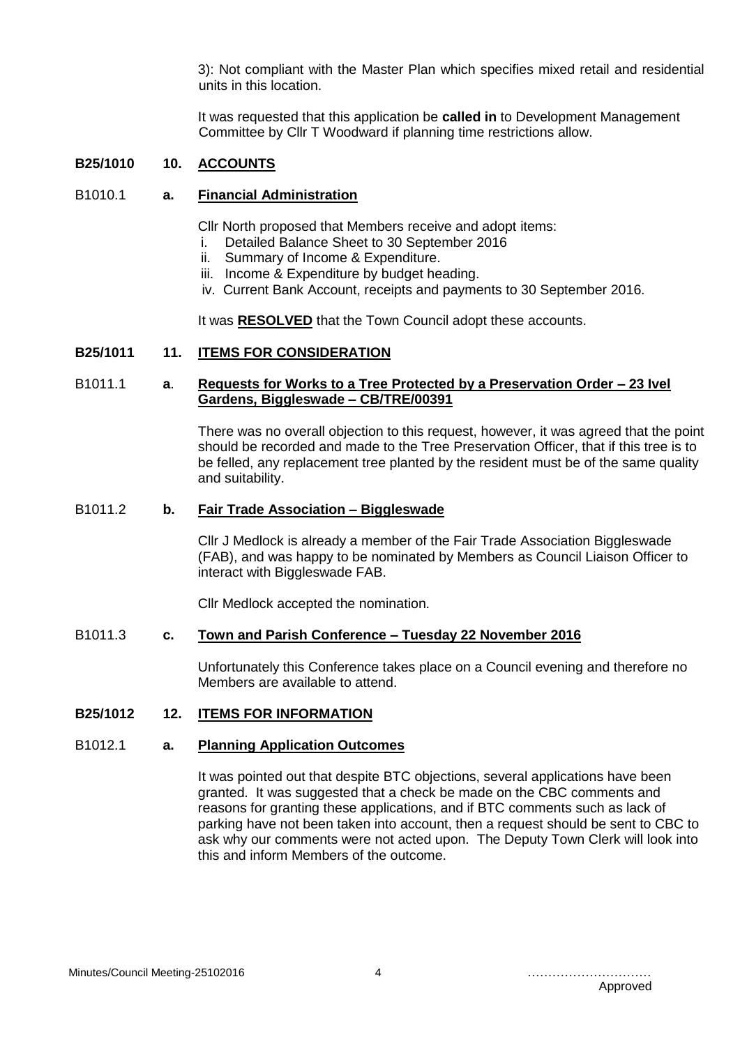3): Not compliant with the Master Plan which specifies mixed retail and residential units in this location.

It was requested that this application be **called in** to Development Management Committee by Cllr T Woodward if planning time restrictions allow.

## B25/1010 10. ACCOUNTS

### B1010.1 a. Financial Administration

Cllr North proposed that Members receive and adopt items:

i. Detailed Balance Sheet to 30 September 2016
ii. Summary of Income & Expenditure.
iii. Income & Expenditure by budget heading.
iv. Current Bank Account, receipts and payments to 30 September 2016.

It was **RESOLVED** that the Town Council adopt these accounts.

## B25/1011 11. ITEMS FOR CONSIDERATION

### B1011.1 a. Requests for Works to a Tree Protected by a Preservation Order – 23 Ivel Gardens, Biggleswade – CB/TRE/00391

There was no overall objection to this request, however, it was agreed that the point should be recorded and made to the Tree Preservation Officer, that if this tree is to be felled, any replacement tree planted by the resident must be of the same quality and suitability.

### B1011.2 b. Fair Trade Association – Biggleswade

Cllr J Medlock is already a member of the Fair Trade Association Biggleswade (FAB), and was happy to be nominated by Members as Council Liaison Officer to interact with Biggleswade FAB.

Cllr Medlock accepted the nomination.

### B1011.3 c. Town and Parish Conference – Tuesday 22 November 2016

Unfortunately this Conference takes place on a Council evening and therefore no Members are available to attend.

## B25/1012 12. ITEMS FOR INFORMATION

### B1012.1 a. Planning Application Outcomes

It was pointed out that despite BTC objections, several applications have been granted. It was suggested that a check be made on the CBC comments and reasons for granting these applications, and if BTC comments such as lack of parking have not been taken into account, then a request should be sent to CBC to ask why our comments were not acted upon. The Deputy Town Clerk will look into this and inform Members of the outcome.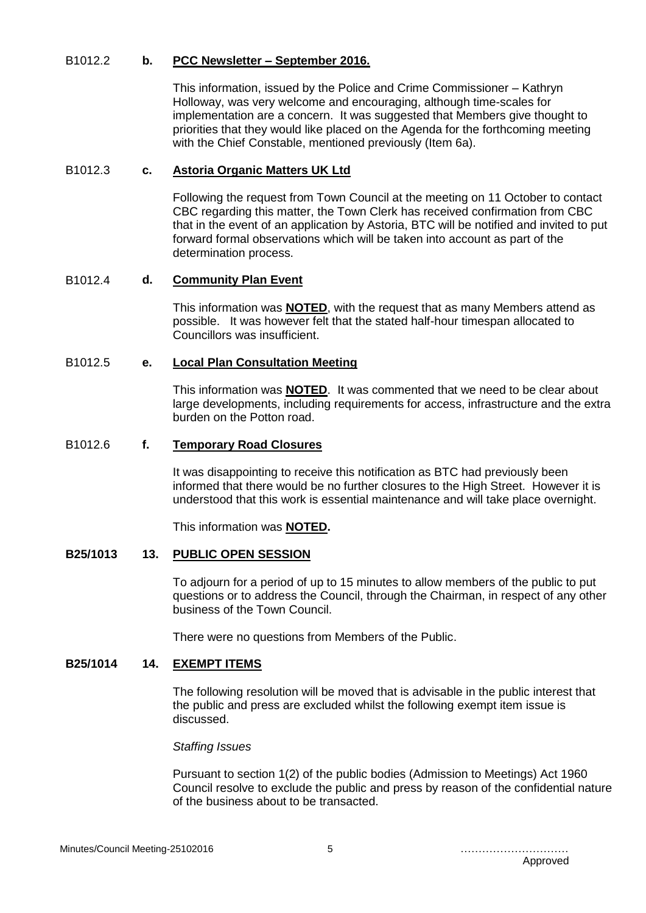B1012.2 **b.** **PCC Newsletter – September 2016.**

This information, issued by the Police and Crime Commissioner – Kathryn Holloway, was very welcome and encouraging, although time-scales for implementation are a concern. It was suggested that Members give thought to priorities that they would like placed on the Agenda for the forthcoming meeting with the Chief Constable, mentioned previously (Item 6a).

B1012.3 **c.** **Astoria Organic Matters UK Ltd**

Following the request from Town Council at the meeting on 11 October to contact CBC regarding this matter, the Town Clerk has received confirmation from CBC that in the event of an application by Astoria, BTC will be notified and invited to put forward formal observations which will be taken into account as part of the determination process.

B1012.4 **d.** **Community Plan Event**

This information was **NOTED**, with the request that as many Members attend as possible. It was however felt that the stated half-hour timespan allocated to Councillors was insufficient.

B1012.5 **e.** **Local Plan Consultation Meeting**

This information was **NOTED**. It was commented that we need to be clear about large developments, including requirements for access, infrastructure and the extra burden on the Potton road.

B1012.6 **f.** **Temporary Road Closures**

It was disappointing to receive this notification as BTC had previously been informed that there would be no further closures to the High Street. However it is understood that this work is essential maintenance and will take place overnight.

This information was **NOTED.**

**B25/1013 13. PUBLIC OPEN SESSION**

To adjourn for a period of up to 15 minutes to allow members of the public to put questions or to address the Council, through the Chairman, in respect of any other business of the Town Council.

There were no questions from Members of the Public.

**B25/1014 14. EXEMPT ITEMS**

The following resolution will be moved that is advisable in the public interest that the public and press are excluded whilst the following exempt item issue is discussed.

*Staffing Issues*

Pursuant to section 1(2) of the public bodies (Admission to Meetings) Act 1960 Council resolve to exclude the public and press by reason of the confidential nature of the business about to be transacted.

…………………………
Approved